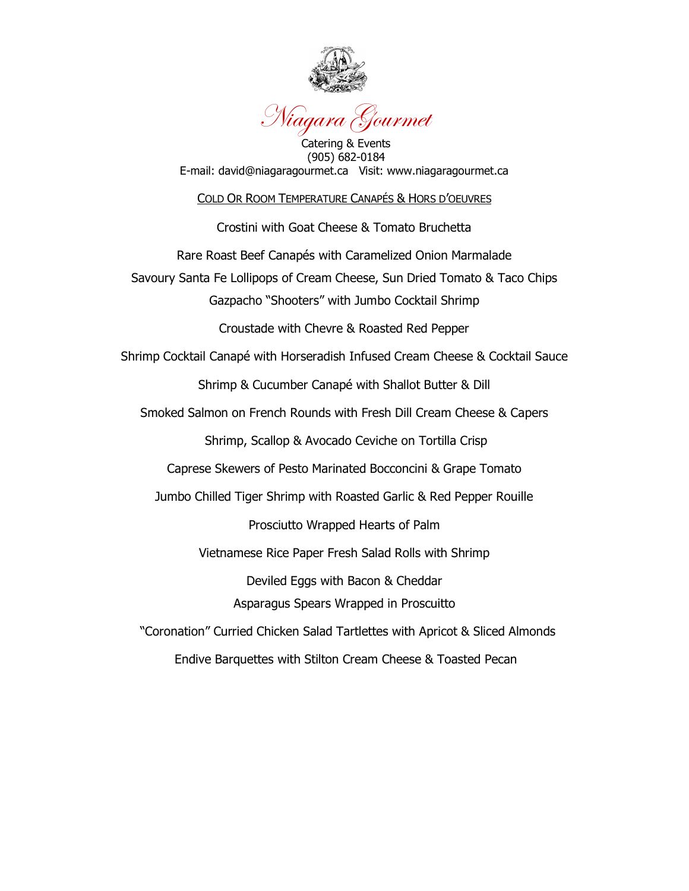# Niagara Gourmet

Catering & Events
(905) 682-0184
E-mail: david@niagaragourmet.ca   Visit: www.niagaragourmet.ca

## COLD OR ROOM TEMPERATURE CANAPÉS & HORS D'OEUVRES

Crostini with Goat Cheese & Tomato Bruchetta

Rare Roast Beef Canapés with Caramelized Onion Marmalade

Savoury Santa Fe Lollipops of Cream Cheese, Sun Dried Tomato & Taco Chips

Gazpacho "Shooters" with Jumbo Cocktail Shrimp

Croustade with Chevre & Roasted Red Pepper

Shrimp Cocktail Canapé with Horseradish Infused Cream Cheese & Cocktail Sauce

Shrimp & Cucumber Canapé with Shallot Butter & Dill

Smoked Salmon on French Rounds with Fresh Dill Cream Cheese & Capers

Shrimp, Scallop & Avocado Ceviche on Tortilla Crisp

Caprese Skewers of Pesto Marinated Bocconcini & Grape Tomato

Jumbo Chilled Tiger Shrimp with Roasted Garlic & Red Pepper Rouille

Prosciutto Wrapped Hearts of Palm

Vietnamese Rice Paper Fresh Salad Rolls with Shrimp

Deviled Eggs with Bacon & Cheddar

Asparagus Spears Wrapped in Proscuitto

"Coronation" Curried Chicken Salad Tartlettes with Apricot & Sliced Almonds

Endive Barquettes with Stilton Cream Cheese & Toasted Pecan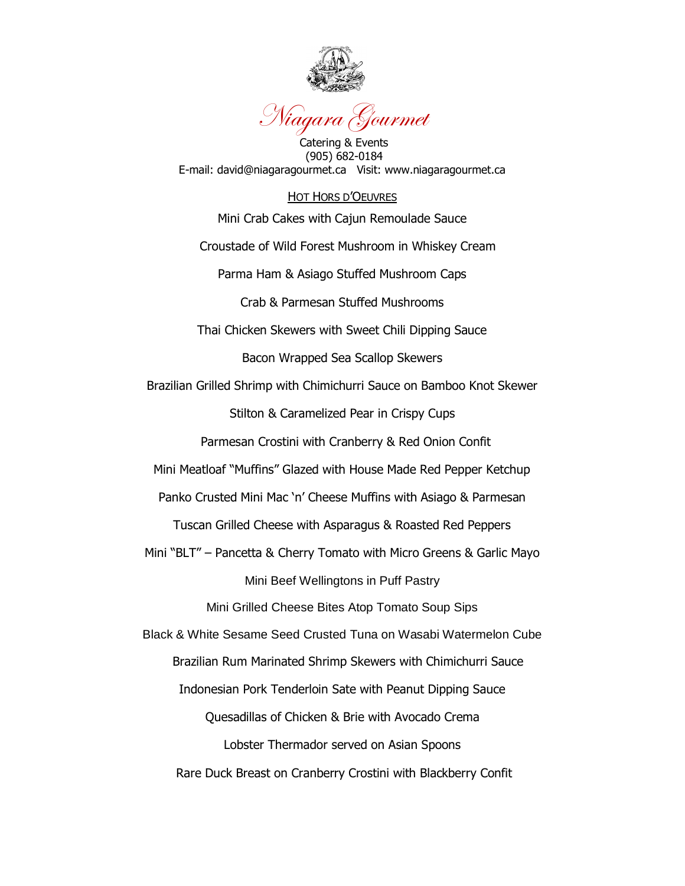# Niagara Gourmet

Catering & Events
(905) 682-0184
E-mail: david@niagaragourmet.ca   Visit: www.niagaragourmet.ca

## HOT HORS D'OEUVRES

Mini Crab Cakes with Cajun Remoulade Sauce

Croustade of Wild Forest Mushroom in Whiskey Cream

Parma Ham & Asiago Stuffed Mushroom Caps

Crab & Parmesan Stuffed Mushrooms

Thai Chicken Skewers with Sweet Chili Dipping Sauce

Bacon Wrapped Sea Scallop Skewers

Brazilian Grilled Shrimp with Chimichurri Sauce on Bamboo Knot Skewer

Stilton & Caramelized Pear in Crispy Cups

Parmesan Crostini with Cranberry & Red Onion Confit

Mini Meatloaf "Muffins" Glazed with House Made Red Pepper Ketchup

Panko Crusted Mini Mac 'n' Cheese Muffins with Asiago & Parmesan

Tuscan Grilled Cheese with Asparagus & Roasted Red Peppers

Mini "BLT" – Pancetta & Cherry Tomato with Micro Greens & Garlic Mayo

Mini Beef Wellingtons in Puff Pastry

Mini Grilled Cheese Bites Atop Tomato Soup Sips

Black & White Sesame Seed Crusted Tuna on Wasabi Watermelon Cube

Brazilian Rum Marinated Shrimp Skewers with Chimichurri Sauce

Indonesian Pork Tenderloin Sate with Peanut Dipping Sauce

Quesadillas of Chicken & Brie with Avocado Crema

Lobster Thermador served on Asian Spoons

Rare Duck Breast on Cranberry Crostini with Blackberry Confit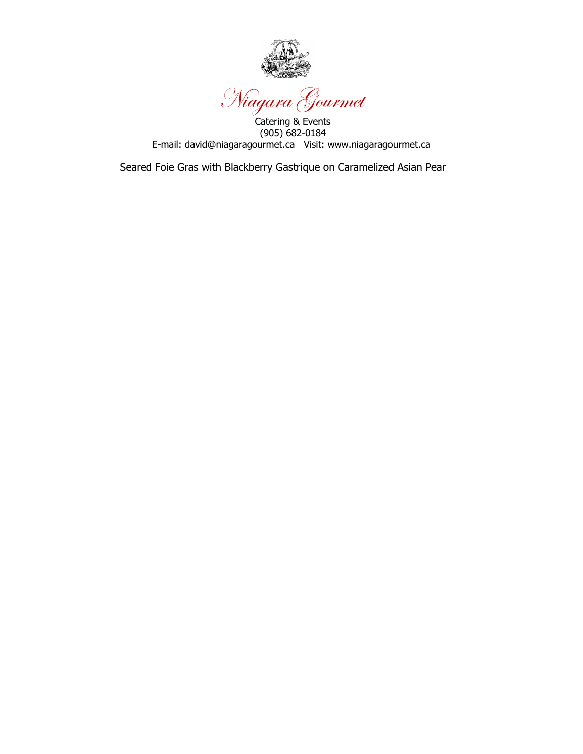# Niagara Gourmet

Catering & Events
(905) 682-0184
E-mail: david@niagaragourmet.ca Visit: www.niagaragourmet.ca

Seared Foie Gras with Blackberry Gastrique on Caramelized Asian Pear